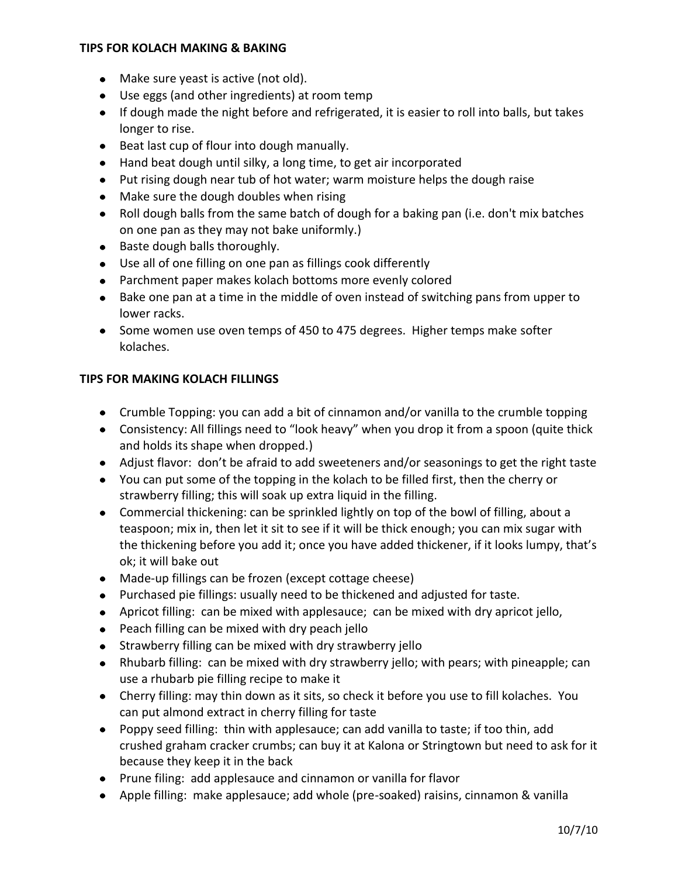**TIPS FOR KOLACH MAKING & BAKING**

- Make sure yeast is active (not old).
- Use eggs (and other ingredients) at room temp
- If dough made the night before and refrigerated, it is easier to roll into balls, but takes longer to rise.
- Beat last cup of flour into dough manually.
- Hand beat dough until silky, a long time, to get air incorporated
- Put rising dough near tub of hot water; warm moisture helps the dough raise
- Make sure the dough doubles when rising
- Roll dough balls from the same batch of dough for a baking pan (i.e. don't mix batches on one pan as they may not bake uniformly.)
- Baste dough balls thoroughly.
- Use all of one filling on one pan as fillings cook differently
- Parchment paper makes kolach bottoms more evenly colored
- Bake one pan at a time in the middle of oven instead of switching pans from upper to lower racks.
- Some women use oven temps of 450 to 475 degrees. Higher temps make softer kolaches.

**TIPS FOR MAKING KOLACH FILLINGS**

- Crumble Topping: you can add a bit of cinnamon and/or vanilla to the crumble topping
- Consistency: All fillings need to "look heavy" when you drop it from a spoon (quite thick and holds its shape when dropped.)
- Adjust flavor: don't be afraid to add sweeteners and/or seasonings to get the right taste
- You can put some of the topping in the kolach to be filled first, then the cherry or strawberry filling; this will soak up extra liquid in the filling.
- Commercial thickening: can be sprinkled lightly on top of the bowl of filling, about a teaspoon; mix in, then let it sit to see if it will be thick enough; you can mix sugar with the thickening before you add it; once you have added thickener, if it looks lumpy, that's ok; it will bake out
- Made-up fillings can be frozen (except cottage cheese)
- Purchased pie fillings: usually need to be thickened and adjusted for taste.
- Apricot filling: can be mixed with applesauce; can be mixed with dry apricot jello,
- Peach filling can be mixed with dry peach jello
- Strawberry filling can be mixed with dry strawberry jello
- Rhubarb filling: can be mixed with dry strawberry jello; with pears; with pineapple; can use a rhubarb pie filling recipe to make it
- Cherry filling: may thin down as it sits, so check it before you use to fill kolaches. You can put almond extract in cherry filling for taste
- Poppy seed filling: thin with applesauce; can add vanilla to taste; if too thin, add crushed graham cracker crumbs; can buy it at Kalona or Stringtown but need to ask for it because they keep it in the back
- Prune filing: add applesauce and cinnamon or vanilla for flavor
- Apple filling: make applesauce; add whole (pre-soaked) raisins, cinnamon & vanilla

10/7/10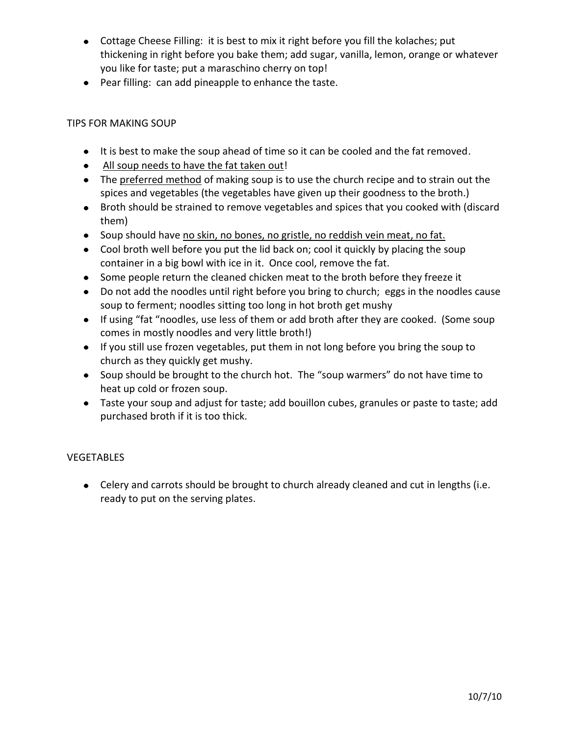- Cottage Cheese Filling: it is best to mix it right before you fill the kolaches; put thickening in right before you bake them; add sugar, vanilla, lemon, orange or whatever you like for taste; put a maraschino cherry on top!
- Pear filling: can add pineapple to enhance the taste.

## TIPS FOR MAKING SOUP

- It is best to make the soup ahead of time so it can be cooled and the fat removed.
- <u>All soup needs to have the fat taken out</u>!
- The <u>preferred method</u> of making soup is to use the church recipe and to strain out the spices and vegetables (the vegetables have given up their goodness to the broth.)
- Broth should be strained to remove vegetables and spices that you cooked with (discard them)
- Soup should have <u>no skin, no bones, no gristle, no reddish vein meat, no fat.</u>
- Cool broth well before you put the lid back on; cool it quickly by placing the soup container in a big bowl with ice in it. Once cool, remove the fat.
- Some people return the cleaned chicken meat to the broth before they freeze it
- Do not add the noodles until right before you bring to church; eggs in the noodles cause soup to ferment; noodles sitting too long in hot broth get mushy
- If using "fat "noodles, use less of them or add broth after they are cooked. (Some soup comes in mostly noodles and very little broth!)
- If you still use frozen vegetables, put them in not long before you bring the soup to church as they quickly get mushy.
- Soup should be brought to the church hot. The "soup warmers" do not have time to heat up cold or frozen soup.
- Taste your soup and adjust for taste; add bouillon cubes, granules or paste to taste; add purchased broth if it is too thick.

## VEGETABLES

- Celery and carrots should be brought to church already cleaned and cut in lengths (i.e. ready to put on the serving plates.

10/7/10